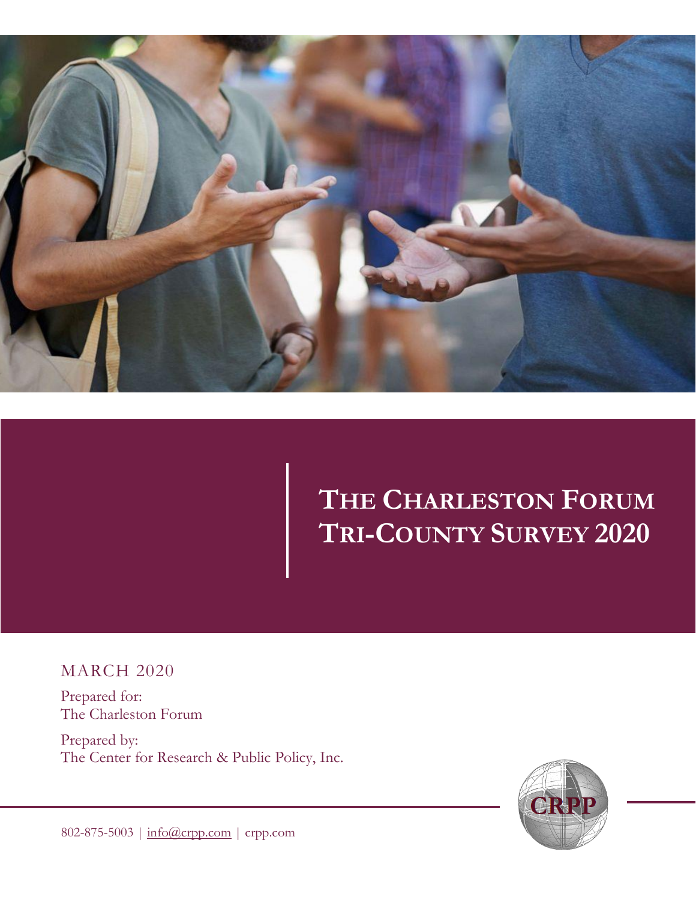# THE CHARLESTON FORUM TRI-COUNTY SURVEY 2020

MARCH 2020

Prepared for:
The Charleston Forum

Prepared by:
The Center for Research & Public Policy, Inc.

CRPP

802-875-5003 | info@crpp.com | crpp.com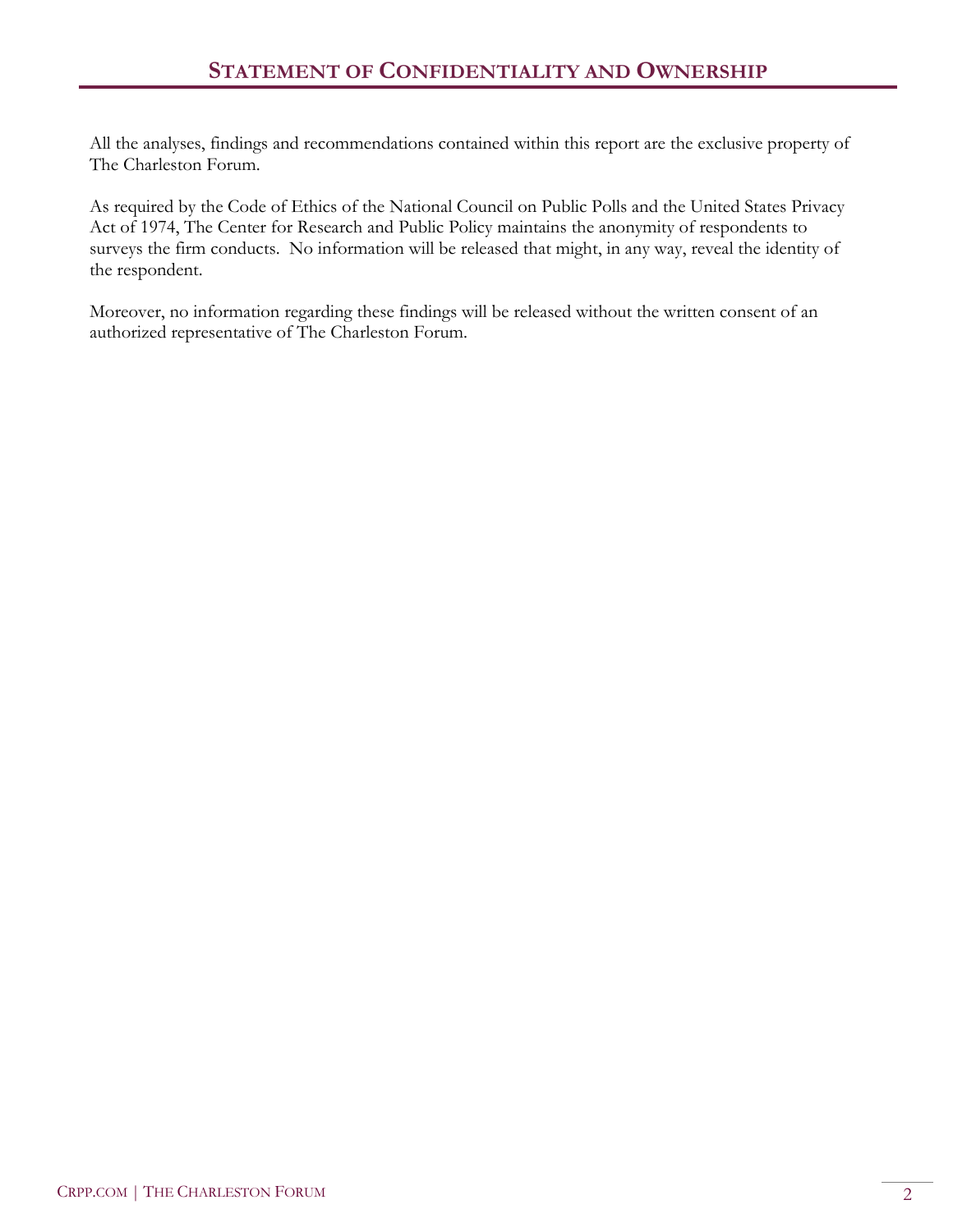# Statement of Confidentiality and Ownership

All the analyses, findings and recommendations contained within this report are the exclusive property of The Charleston Forum.

As required by the Code of Ethics of the National Council on Public Polls and the United States Privacy Act of 1974, The Center for Research and Public Policy maintains the anonymity of respondents to surveys the firm conducts. No information will be released that might, in any way, reveal the identity of the respondent.

Moreover, no information regarding these findings will be released without the written consent of an authorized representative of The Charleston Forum.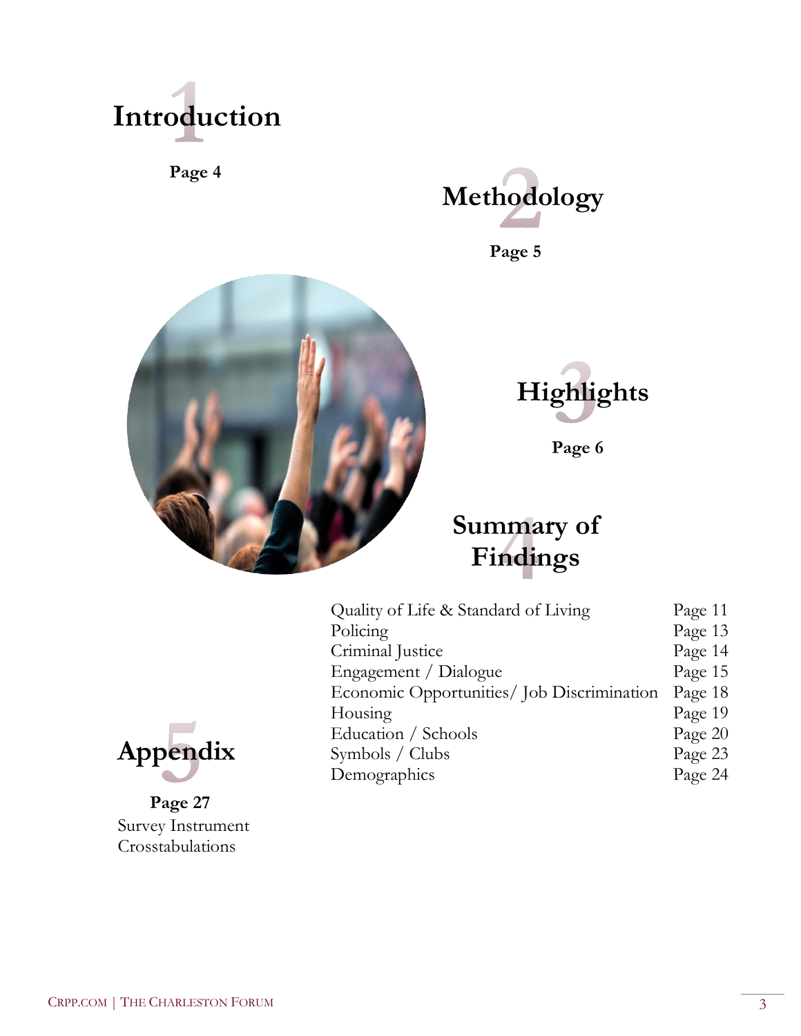# 1 Introduction

**Page 4**

# 2 Methodology

**Page 5**

# 3 Highlights

**Page 6**

# 4 Summary of Findings

| | |
|---|---|
| Quality of Life & Standard of Living | Page 11 |
| Policing | Page 13 |
| Criminal Justice | Page 14 |
| Engagement / Dialogue | Page 15 |
| Economic Opportunities/ Job Discrimination | Page 18 |
| Housing | Page 19 |
| Education / Schools | Page 20 |
| Symbols / Clubs | Page 23 |
| Demographics | Page 24 |

# 5 Appendix

**Page 27**

Survey Instrument
Crosstabulations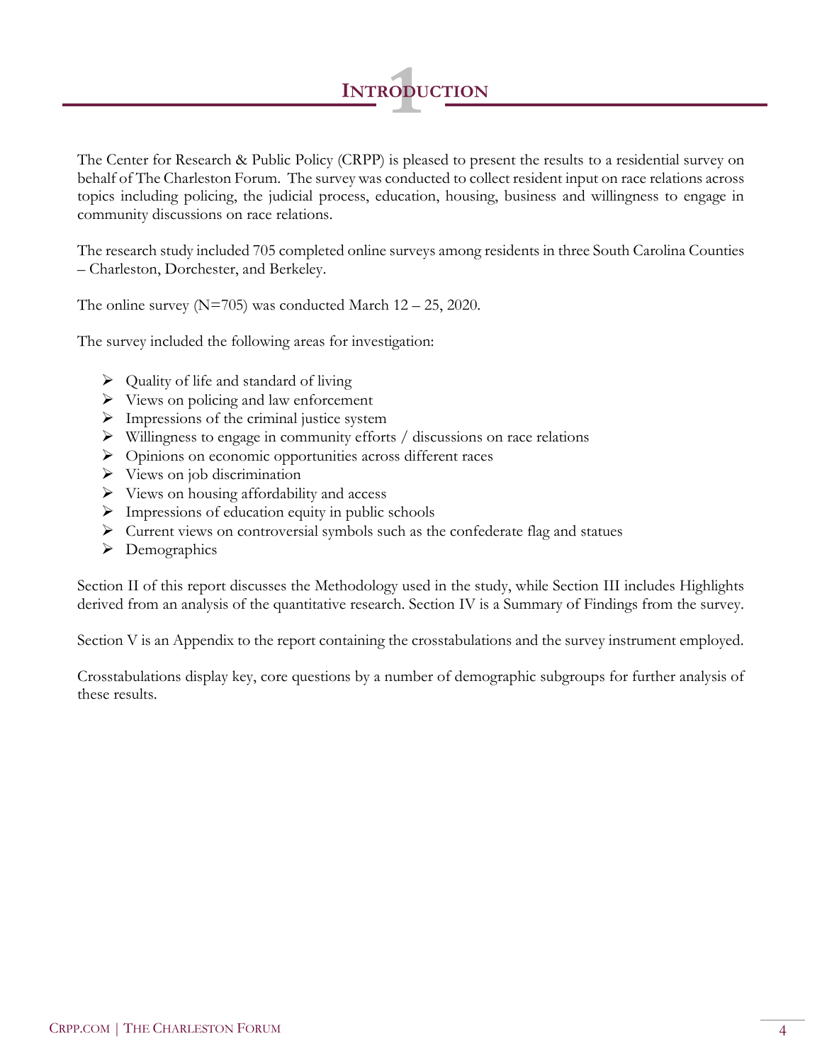# 1 INTRODUCTION

The Center for Research & Public Policy (CRPP) is pleased to present the results to a residential survey on behalf of The Charleston Forum. The survey was conducted to collect resident input on race relations across topics including policing, the judicial process, education, housing, business and willingness to engage in community discussions on race relations.

The research study included 705 completed online surveys among residents in three South Carolina Counties – Charleston, Dorchester, and Berkeley.

The online survey (N=705) was conducted March 12 – 25, 2020.

The survey included the following areas for investigation:

- Quality of life and standard of living
- Views on policing and law enforcement
- Impressions of the criminal justice system
- Willingness to engage in community efforts / discussions on race relations
- Opinions on economic opportunities across different races
- Views on job discrimination
- Views on housing affordability and access
- Impressions of education equity in public schools
- Current views on controversial symbols such as the confederate flag and statues
- Demographics

Section II of this report discusses the Methodology used in the study, while Section III includes Highlights derived from an analysis of the quantitative research. Section IV is a Summary of Findings from the survey.

Section V is an Appendix to the report containing the crosstabulations and the survey instrument employed.

Crosstabulations display key, core questions by a number of demographic subgroups for further analysis of these results.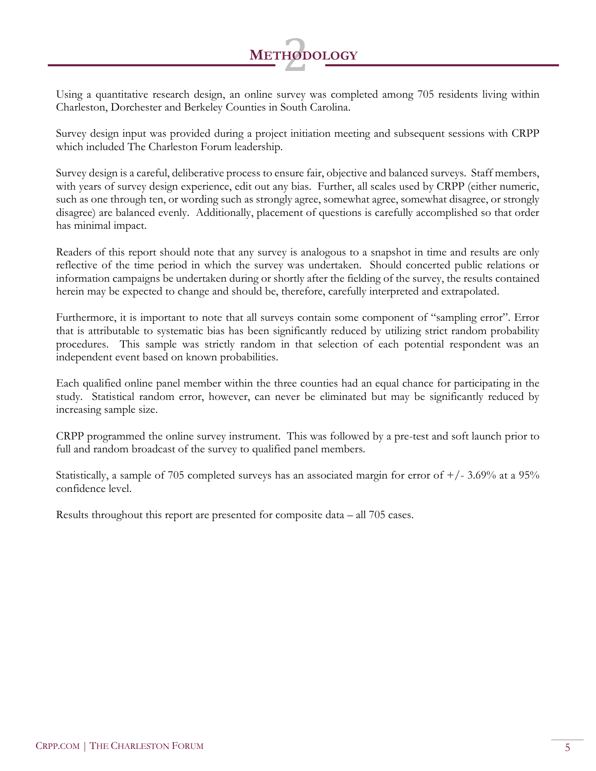# 2 Methodology

Using a quantitative research design, an online survey was completed among 705 residents living within Charleston, Dorchester and Berkeley Counties in South Carolina.

Survey design input was provided during a project initiation meeting and subsequent sessions with CRPP which included The Charleston Forum leadership.

Survey design is a careful, deliberative process to ensure fair, objective and balanced surveys. Staff members, with years of survey design experience, edit out any bias. Further, all scales used by CRPP (either numeric, such as one through ten, or wording such as strongly agree, somewhat agree, somewhat disagree, or strongly disagree) are balanced evenly. Additionally, placement of questions is carefully accomplished so that order has minimal impact.

Readers of this report should note that any survey is analogous to a snapshot in time and results are only reflective of the time period in which the survey was undertaken. Should concerted public relations or information campaigns be undertaken during or shortly after the fielding of the survey, the results contained herein may be expected to change and should be, therefore, carefully interpreted and extrapolated.

Furthermore, it is important to note that all surveys contain some component of "sampling error". Error that is attributable to systematic bias has been significantly reduced by utilizing strict random probability procedures. This sample was strictly random in that selection of each potential respondent was an independent event based on known probabilities.

Each qualified online panel member within the three counties had an equal chance for participating in the study. Statistical random error, however, can never be eliminated but may be significantly reduced by increasing sample size.

CRPP programmed the online survey instrument. This was followed by a pre-test and soft launch prior to full and random broadcast of the survey to qualified panel members.

Statistically, a sample of 705 completed surveys has an associated margin for error of +/- 3.69% at a 95% confidence level.

Results throughout this report are presented for composite data – all 705 cases.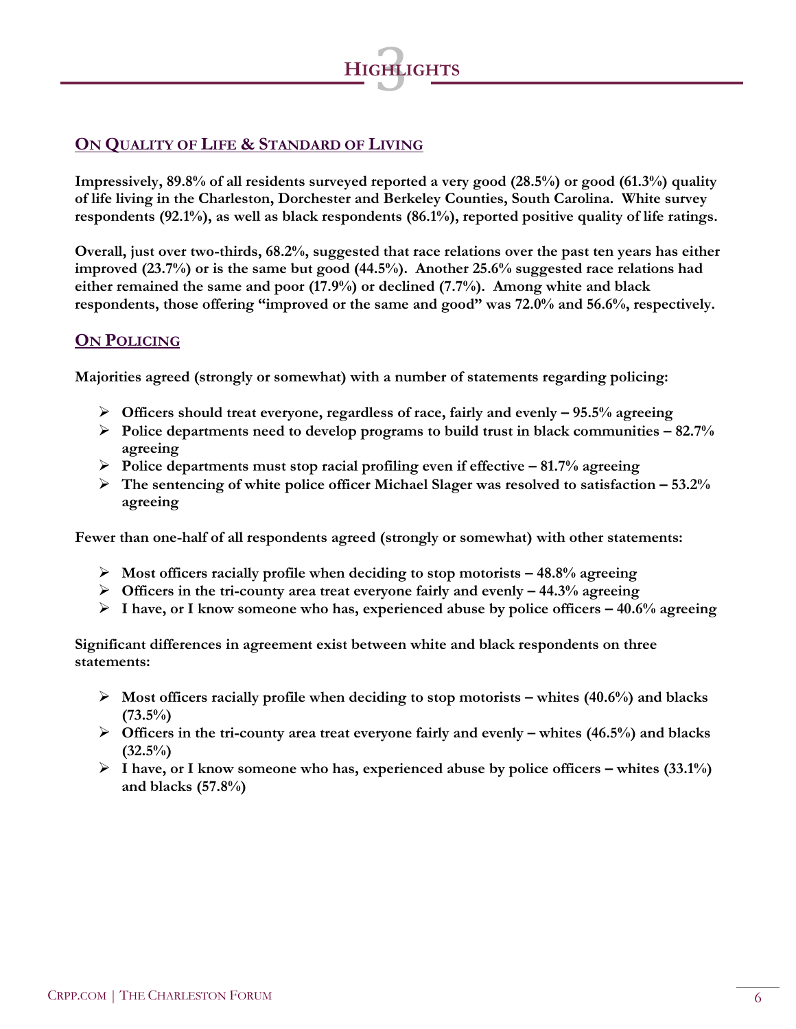# 3 Highlights

## On Quality of Life & Standard of Living

**Impressively, 89.8% of all residents surveyed reported a very good (28.5%) or good (61.3%) quality of life living in the Charleston, Dorchester and Berkeley Counties, South Carolina. White survey respondents (92.1%), as well as black respondents (86.1%), reported positive quality of life ratings.**

**Overall, just over two-thirds, 68.2%, suggested that race relations over the past ten years has either improved (23.7%) or is the same but good (44.5%). Another 25.6% suggested race relations had either remained the same and poor (17.9%) or declined (7.7%). Among white and black respondents, those offering "improved or the same and good" was 72.0% and 56.6%, respectively.**

## On Policing

**Majorities agreed (strongly or somewhat) with a number of statements regarding policing:**

- **Officers should treat everyone, regardless of race, fairly and evenly – 95.5% agreeing**
- **Police departments need to develop programs to build trust in black communities – 82.7% agreeing**
- **Police departments must stop racial profiling even if effective – 81.7% agreeing**
- **The sentencing of white police officer Michael Slager was resolved to satisfaction – 53.2% agreeing**

**Fewer than one-half of all respondents agreed (strongly or somewhat) with other statements:**

- **Most officers racially profile when deciding to stop motorists – 48.8% agreeing**
- **Officers in the tri-county area treat everyone fairly and evenly – 44.3% agreeing**
- **I have, or I know someone who has, experienced abuse by police officers – 40.6% agreeing**

**Significant differences in agreement exist between white and black respondents on three statements:**

- **Most officers racially profile when deciding to stop motorists – whites (40.6%) and blacks (73.5%)**
- **Officers in the tri-county area treat everyone fairly and evenly – whites (46.5%) and blacks (32.5%)**
- **I have, or I know someone who has, experienced abuse by police officers – whites (33.1%) and blacks (57.8%)**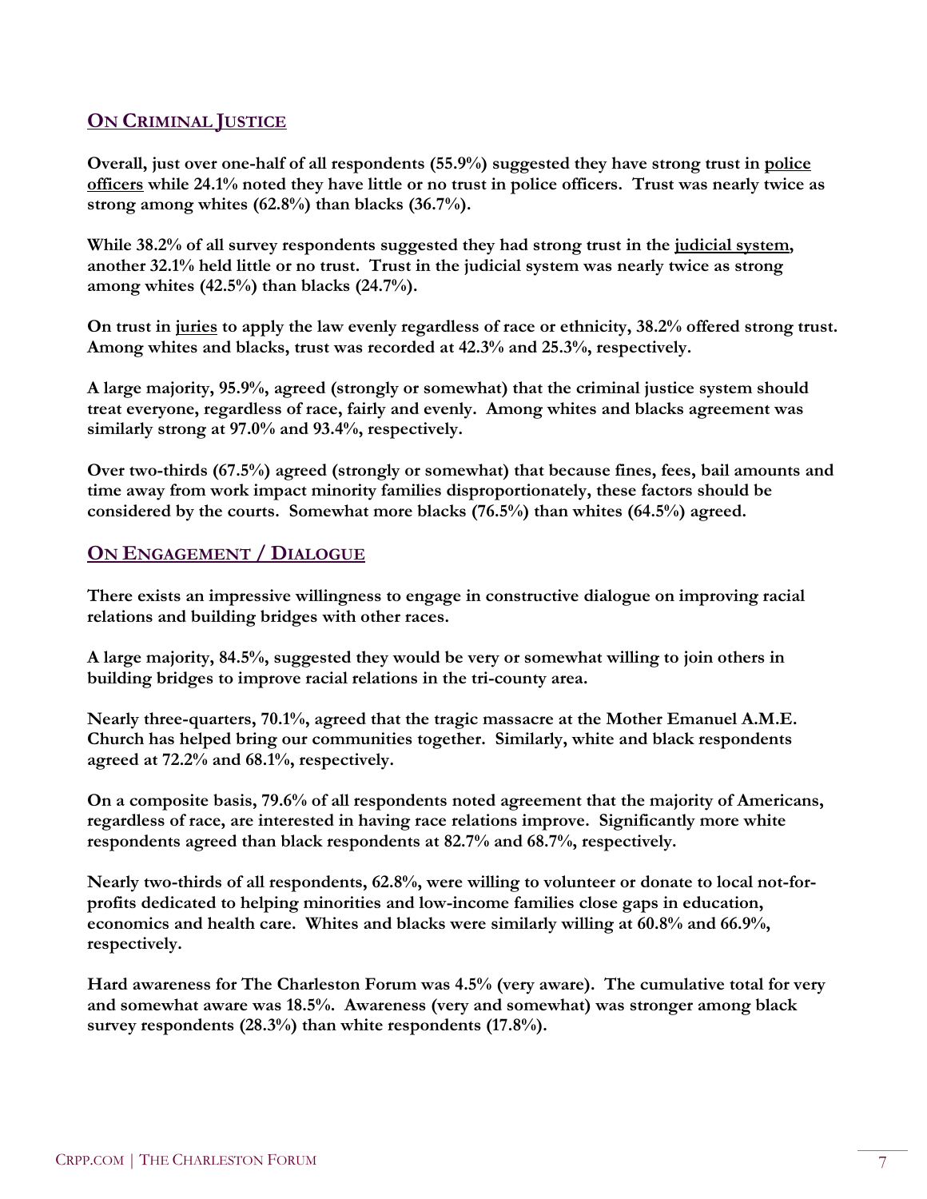## On Criminal Justice

**Overall, just over one-half of all respondents (55.9%) suggested they have strong trust in police officers while 24.1% noted they have little or no trust in police officers. Trust was nearly twice as strong among whites (62.8%) than blacks (36.7%).**

**While 38.2% of all survey respondents suggested they had strong trust in the judicial system, another 32.1% held little or no trust. Trust in the judicial system was nearly twice as strong among whites (42.5%) than blacks (24.7%).**

**On trust in juries to apply the law evenly regardless of race or ethnicity, 38.2% offered strong trust. Among whites and blacks, trust was recorded at 42.3% and 25.3%, respectively.**

**A large majority, 95.9%, agreed (strongly or somewhat) that the criminal justice system should treat everyone, regardless of race, fairly and evenly. Among whites and blacks agreement was similarly strong at 97.0% and 93.4%, respectively.**

**Over two-thirds (67.5%) agreed (strongly or somewhat) that because fines, fees, bail amounts and time away from work impact minority families disproportionately, these factors should be considered by the courts. Somewhat more blacks (76.5%) than whites (64.5%) agreed.**

## On Engagement / Dialogue

**There exists an impressive willingness to engage in constructive dialogue on improving racial relations and building bridges with other races.**

**A large majority, 84.5%, suggested they would be very or somewhat willing to join others in building bridges to improve racial relations in the tri-county area.**

**Nearly three-quarters, 70.1%, agreed that the tragic massacre at the Mother Emanuel A.M.E. Church has helped bring our communities together. Similarly, white and black respondents agreed at 72.2% and 68.1%, respectively.**

**On a composite basis, 79.6% of all respondents noted agreement that the majority of Americans, regardless of race, are interested in having race relations improve. Significantly more white respondents agreed than black respondents at 82.7% and 68.7%, respectively.**

**Nearly two-thirds of all respondents, 62.8%, were willing to volunteer or donate to local not-for-profits dedicated to helping minorities and low-income families close gaps in education, economics and health care. Whites and blacks were similarly willing at 60.8% and 66.9%, respectively.**

**Hard awareness for The Charleston Forum was 4.5% (very aware). The cumulative total for very and somewhat aware was 18.5%. Awareness (very and somewhat) was stronger among black survey respondents (28.3%) than white respondents (17.8%).**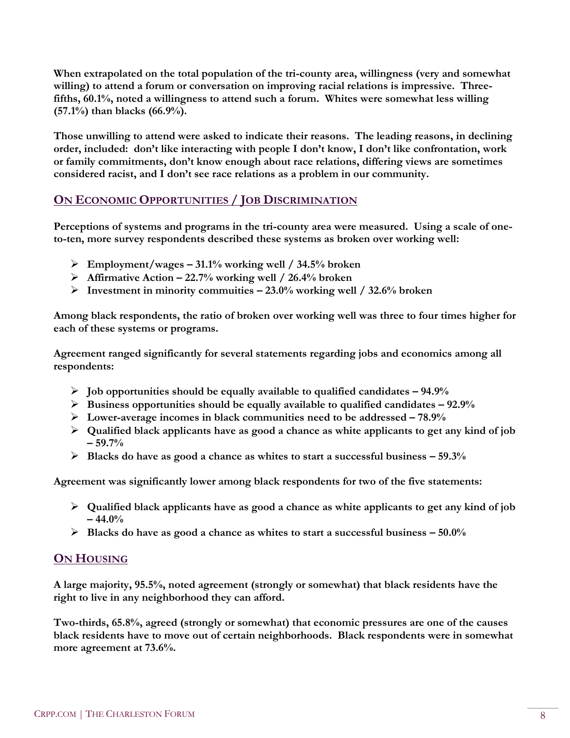**When extrapolated on the total population of the tri-county area, willingness (very and somewhat willing) to attend a forum or conversation on improving racial relations is impressive. Three-fifths, 60.1%, noted a willingness to attend such a forum. Whites were somewhat less willing (57.1%) than blacks (66.9%).**

**Those unwilling to attend were asked to indicate their reasons. The leading reasons, in declining order, included: don't like interacting with people I don't know, I don't like confrontation, work or family commitments, don't know enough about race relations, differing views are sometimes considered racist, and I don't see race relations as a problem in our community.**

## ON ECONOMIC OPPORTUNITIES / JOB DISCRIMINATION

**Perceptions of systems and programs in the tri-county area were measured. Using a scale of one-to-ten, more survey respondents described these systems as broken over working well:**

- **Employment/wages – 31.1% working well / 34.5% broken**
- **Affirmative Action – 22.7% working well / 26.4% broken**
- **Investment in minority commuities – 23.0% working well / 32.6% broken**

**Among black respondents, the ratio of broken over working well was three to four times higher for each of these systems or programs.**

**Agreement ranged significantly for several statements regarding jobs and economics among all respondents:**

- **Job opportunities should be equally available to qualified candidates – 94.9%**
- **Business opportunities should be equally available to qualified candidates – 92.9%**
- **Lower-average incomes in black communities need to be addressed – 78.9%**
- **Qualified black applicants have as good a chance as white applicants to get any kind of job – 59.7%**
- **Blacks do have as good a chance as whites to start a successful business – 59.3%**

**Agreement was significantly lower among black respondents for two of the five statements:**

- **Qualified black applicants have as good a chance as white applicants to get any kind of job – 44.0%**
- **Blacks do have as good a chance as whites to start a successful business – 50.0%**

## ON HOUSING

**A large majority, 95.5%, noted agreement (strongly or somewhat) that black residents have the right to live in any neighborhood they can afford.**

**Two-thirds, 65.8%, agreed (strongly or somewhat) that economic pressures are one of the causes black residents have to move out of certain neighborhoods. Black respondents were in somewhat more agreement at 73.6%.**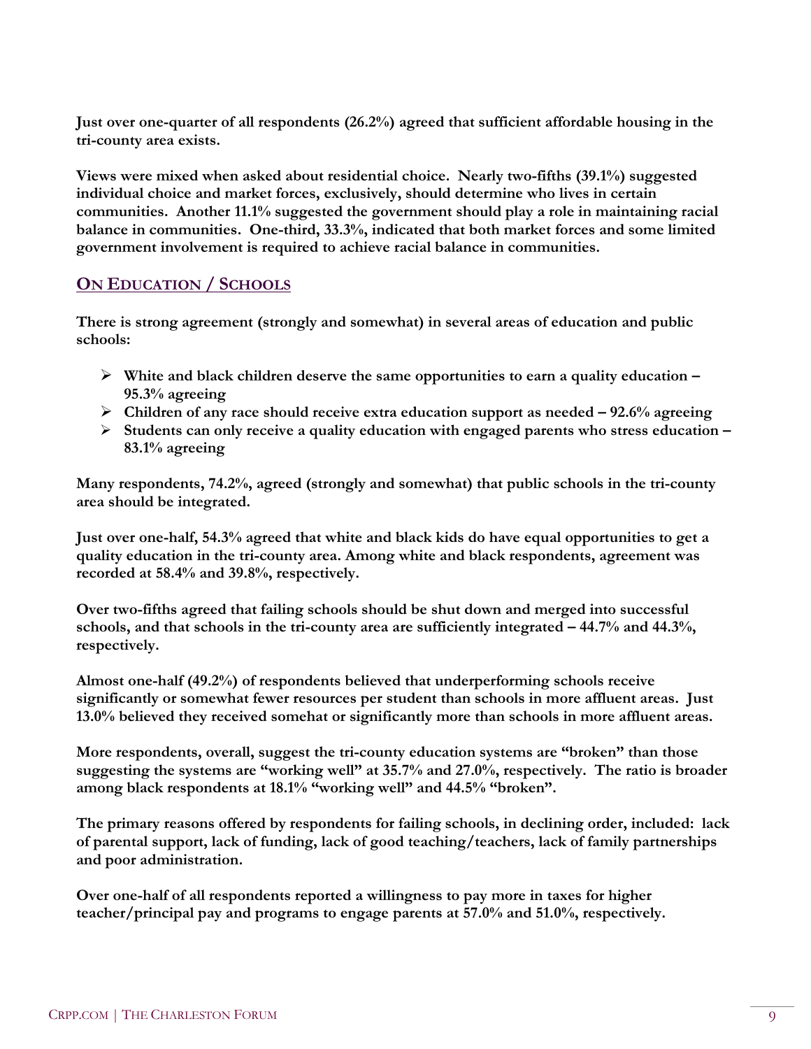**Just over one-quarter of all respondents (26.2%) agreed that sufficient affordable housing in the tri-county area exists.**

**Views were mixed when asked about residential choice. Nearly two-fifths (39.1%) suggested individual choice and market forces, exclusively, should determine who lives in certain communities. Another 11.1% suggested the government should play a role in maintaining racial balance in communities. One-third, 33.3%, indicated that both market forces and some limited government involvement is required to achieve racial balance in communities.**

## On Education / Schools

**There is strong agreement (strongly and somewhat) in several areas of education and public schools:**

- **White and black children deserve the same opportunities to earn a quality education – 95.3% agreeing**
- **Children of any race should receive extra education support as needed – 92.6% agreeing**
- **Students can only receive a quality education with engaged parents who stress education – 83.1% agreeing**

**Many respondents, 74.2%, agreed (strongly and somewhat) that public schools in the tri-county area should be integrated.**

**Just over one-half, 54.3% agreed that white and black kids do have equal opportunities to get a quality education in the tri-county area. Among white and black respondents, agreement was recorded at 58.4% and 39.8%, respectively.**

**Over two-fifths agreed that failing schools should be shut down and merged into successful schools, and that schools in the tri-county area are sufficiently integrated – 44.7% and 44.3%, respectively.**

**Almost one-half (49.2%) of respondents believed that underperforming schools receive significantly or somewhat fewer resources per student than schools in more affluent areas. Just 13.0% believed they received somehat or significantly more than schools in more affluent areas.**

**More respondents, overall, suggest the tri-county education systems are "broken" than those suggesting the systems are "working well" at 35.7% and 27.0%, respectively. The ratio is broader among black respondents at 18.1% "working well" and 44.5% "broken".**

**The primary reasons offered by respondents for failing schools, in declining order, included: lack of parental support, lack of funding, lack of good teaching/teachers, lack of family partnerships and poor administration.**

**Over one-half of all respondents reported a willingness to pay more in taxes for higher teacher/principal pay and programs to engage parents at 57.0% and 51.0%, respectively.**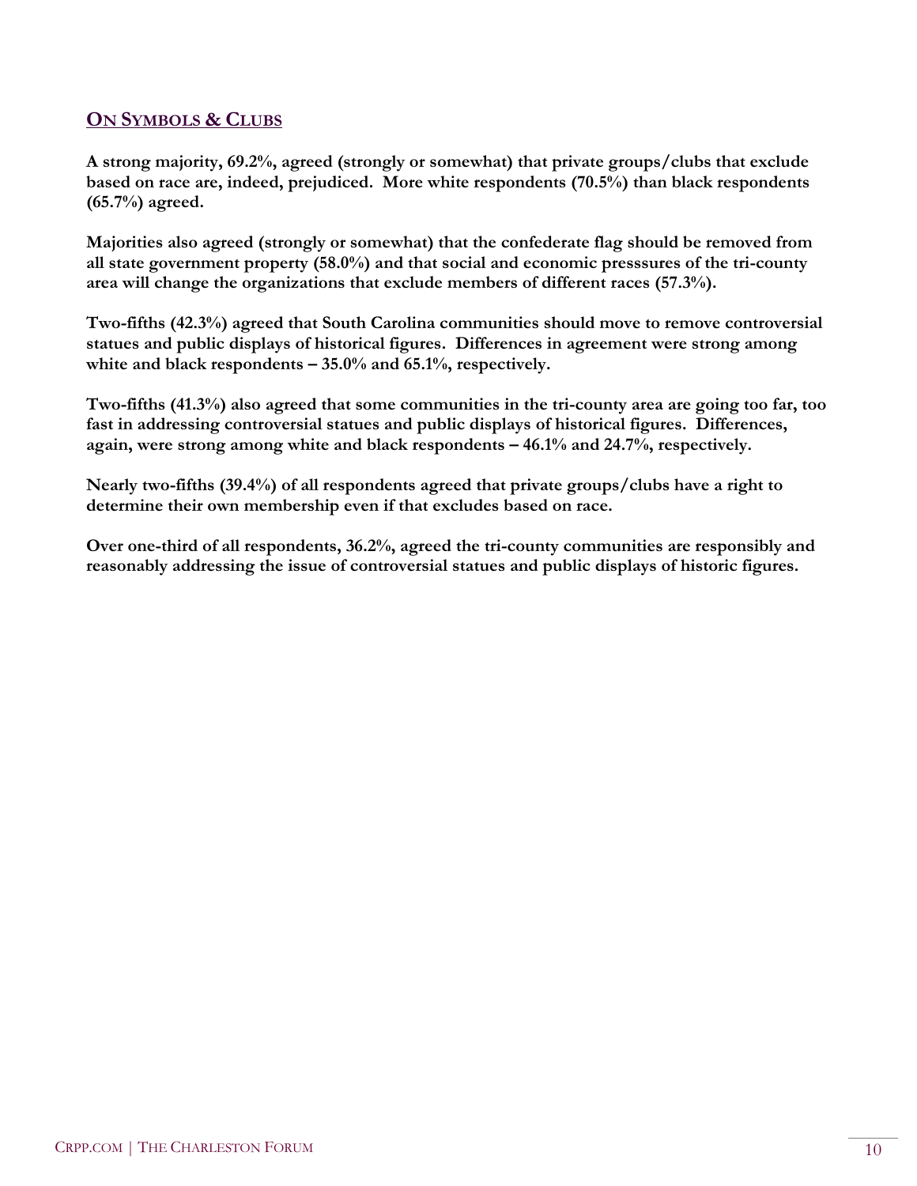## ON SYMBOLS & CLUBS

**A strong majority, 69.2%, agreed (strongly or somewhat) that private groups/clubs that exclude based on race are, indeed, prejudiced. More white respondents (70.5%) than black respondents (65.7%) agreed.**

**Majorities also agreed (strongly or somewhat) that the confederate flag should be removed from all state government property (58.0%) and that social and economic presssures of the tri-county area will change the organizations that exclude members of different races (57.3%).**

**Two-fifths (42.3%) agreed that South Carolina communities should move to remove controversial statues and public displays of historical figures. Differences in agreement were strong among white and black respondents – 35.0% and 65.1%, respectively.**

**Two-fifths (41.3%) also agreed that some communities in the tri-county area are going too far, too fast in addressing controversial statues and public displays of historical figures. Differences, again, were strong among white and black respondents – 46.1% and 24.7%, respectively.**

**Nearly two-fifths (39.4%) of all respondents agreed that private groups/clubs have a right to determine their own membership even if that excludes based on race.**

**Over one-third of all respondents, 36.2%, agreed the tri-county communities are responsibly and reasonably addressing the issue of controversial statues and public displays of historic figures.**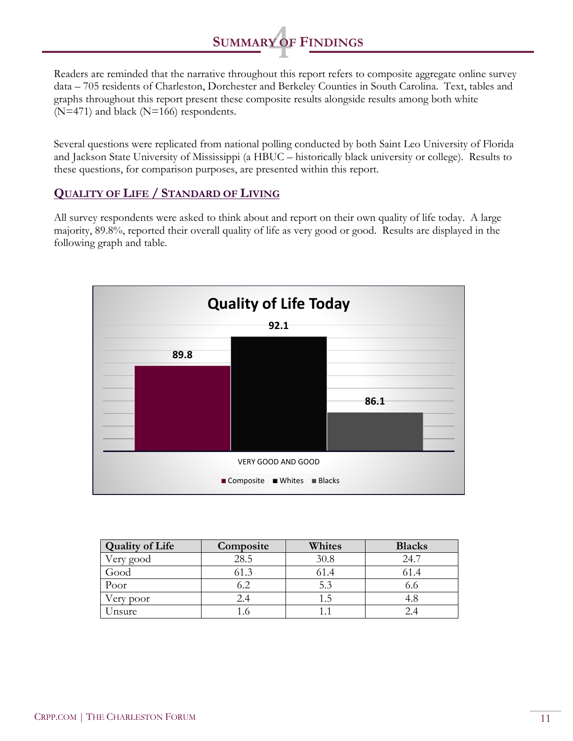# 4 SUMMARY OF FINDINGS

Readers are reminded that the narrative throughout this report refers to composite aggregate online survey data – 705 residents of Charleston, Dorchester and Berkeley Counties in South Carolina. Text, tables and graphs throughout this report present these composite results alongside results among both white (N=471) and black (N=166) respondents.

Several questions were replicated from national polling conducted by both Saint Leo University of Florida and Jackson State University of Mississippi (a HBUC – historically black university or college). Results to these questions, for comparison purposes, are presented within this report.

## QUALITY OF LIFE / STANDARD OF LIVING

All survey respondents were asked to think about and report on their own quality of life today. A large majority, 89.8%, reported their overall quality of life as very good or good. Results are displayed in the following graph and table.

**Quality of Life Today**

| VERY GOOD AND GOOD | Composite | Whites | Blacks |
|---|---|---|---|
| | 89.8 | 92.1 | 86.1 |

| Quality of Life | Composite | Whites | Blacks |
|---|---|---|---|
| Very good | 28.5 | 30.8 | 24.7 |
| Good | 61.3 | 61.4 | 61.4 |
| Poor | 6.2 | 5.3 | 6.6 |
| Very poor | 2.4 | 1.5 | 4.8 |
| Unsure | 1.6 | 1.1 | 2.4 |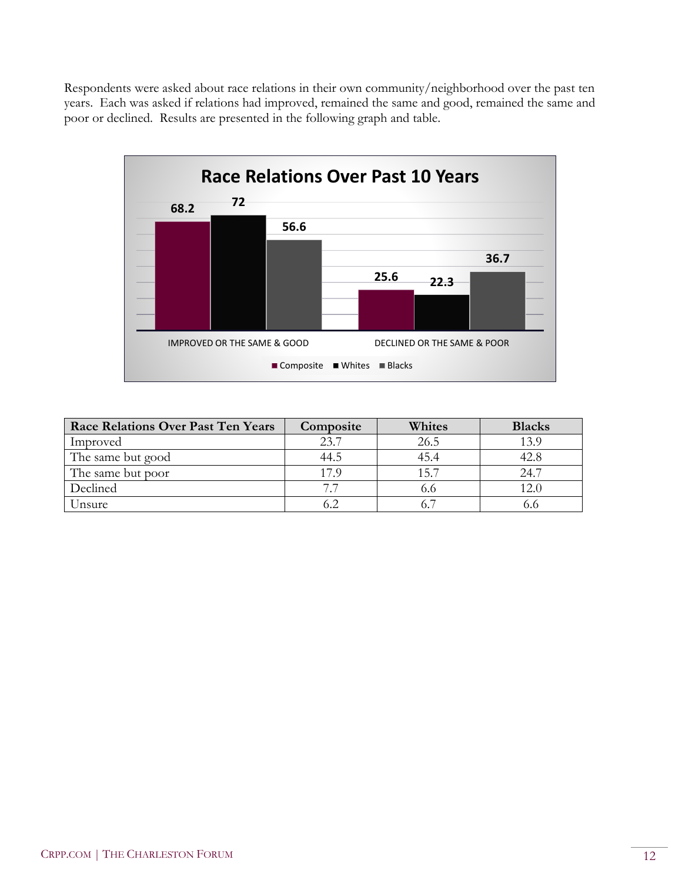Respondents were asked about race relations in their own community/neighborhood over the past ten years. Each was asked if relations had improved, remained the same and good, remained the same and poor or declined. Results are presented in the following graph and table.

**Race Relations Over Past 10 Years**

| | Composite | Whites | Blacks |
|---|---|---|---|
| IMPROVED OR THE SAME & GOOD | 68.2 | 72 | 56.6 |
| DECLINED OR THE SAME & POOR | 25.6 | 22.3 | 36.7 |

| Race Relations Over Past Ten Years | Composite | Whites | Blacks |
|---|---|---|---|
| Improved | 23.7 | 26.5 | 13.9 |
| The same but good | 44.5 | 45.4 | 42.8 |
| The same but poor | 17.9 | 15.7 | 24.7 |
| Declined | 7.7 | 6.6 | 12.0 |
| Unsure | 6.2 | 6.7 | 6.6 |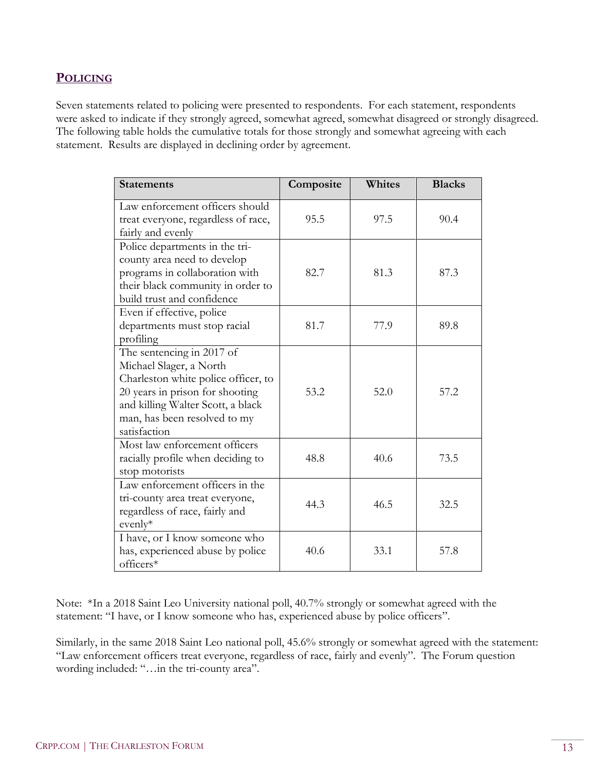## Policing

Seven statements related to policing were presented to respondents. For each statement, respondents were asked to indicate if they strongly agreed, somewhat agreed, somewhat disagreed or strongly disagreed. The following table holds the cumulative totals for those strongly and somewhat agreeing with each statement. Results are displayed in declining order by agreement.

| Statements | Composite | Whites | Blacks |
|---|---|---|---|
| Law enforcement officers should treat everyone, regardless of race, fairly and evenly | 95.5 | 97.5 | 90.4 |
| Police departments in the tri-county area need to develop programs in collaboration with their black community in order to build trust and confidence | 82.7 | 81.3 | 87.3 |
| Even if effective, police departments must stop racial profiling | 81.7 | 77.9 | 89.8 |
| The sentencing in 2017 of Michael Slager, a North Charleston white police officer, to 20 years in prison for shooting and killing Walter Scott, a black man, has been resolved to my satisfaction | 53.2 | 52.0 | 57.2 |
| Most law enforcement officers racially profile when deciding to stop motorists | 48.8 | 40.6 | 73.5 |
| Law enforcement officers in the tri-county area treat everyone, regardless of race, fairly and evenly* | 44.3 | 46.5 | 32.5 |
| I have, or I know someone who has, experienced abuse by police officers* | 40.6 | 33.1 | 57.8 |

Note: *In a 2018 Saint Leo University national poll, 40.7% strongly or somewhat agreed with the statement: "I have, or I know someone who has, experienced abuse by police officers".

Similarly, in the same 2018 Saint Leo national poll, 45.6% strongly or somewhat agreed with the statement: "Law enforcement officers treat everyone, regardless of race, fairly and evenly". The Forum question wording included: "…in the tri-county area".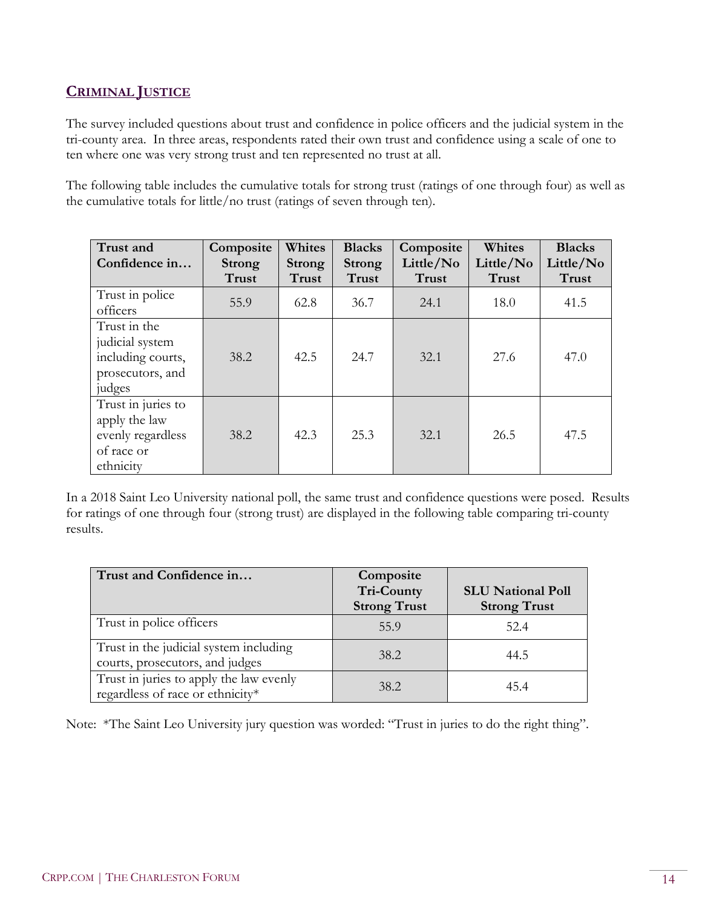## CRIMINAL JUSTICE

The survey included questions about trust and confidence in police officers and the judicial system in the tri-county area. In three areas, respondents rated their own trust and confidence using a scale of one to ten where one was very strong trust and ten represented no trust at all.

The following table includes the cumulative totals for strong trust (ratings of one through four) as well as the cumulative totals for little/no trust (ratings of seven through ten).

| Trust and Confidence in… | Composite Strong Trust | Whites Strong Trust | Blacks Strong Trust | Composite Little/No Trust | Whites Little/No Trust | Blacks Little/No Trust |
|---|---|---|---|---|---|---|
| Trust in police officers | 55.9 | 62.8 | 36.7 | 24.1 | 18.0 | 41.5 |
| Trust in the judicial system including courts, prosecutors, and judges | 38.2 | 42.5 | 24.7 | 32.1 | 27.6 | 47.0 |
| Trust in juries to apply the law evenly regardless of race or ethnicity | 38.2 | 42.3 | 25.3 | 32.1 | 26.5 | 47.5 |

In a 2018 Saint Leo University national poll, the same trust and confidence questions were posed. Results for ratings of one through four (strong trust) are displayed in the following table comparing tri-county results.

| Trust and Confidence in… | Composite Tri-County Strong Trust | SLU National Poll Strong Trust |
|---|---|---|
| Trust in police officers | 55.9 | 52.4 |
| Trust in the judicial system including courts, prosecutors, and judges | 38.2 | 44.5 |
| Trust in juries to apply the law evenly regardless of race or ethnicity* | 38.2 | 45.4 |

Note: *The Saint Leo University jury question was worded: "Trust in juries to do the right thing".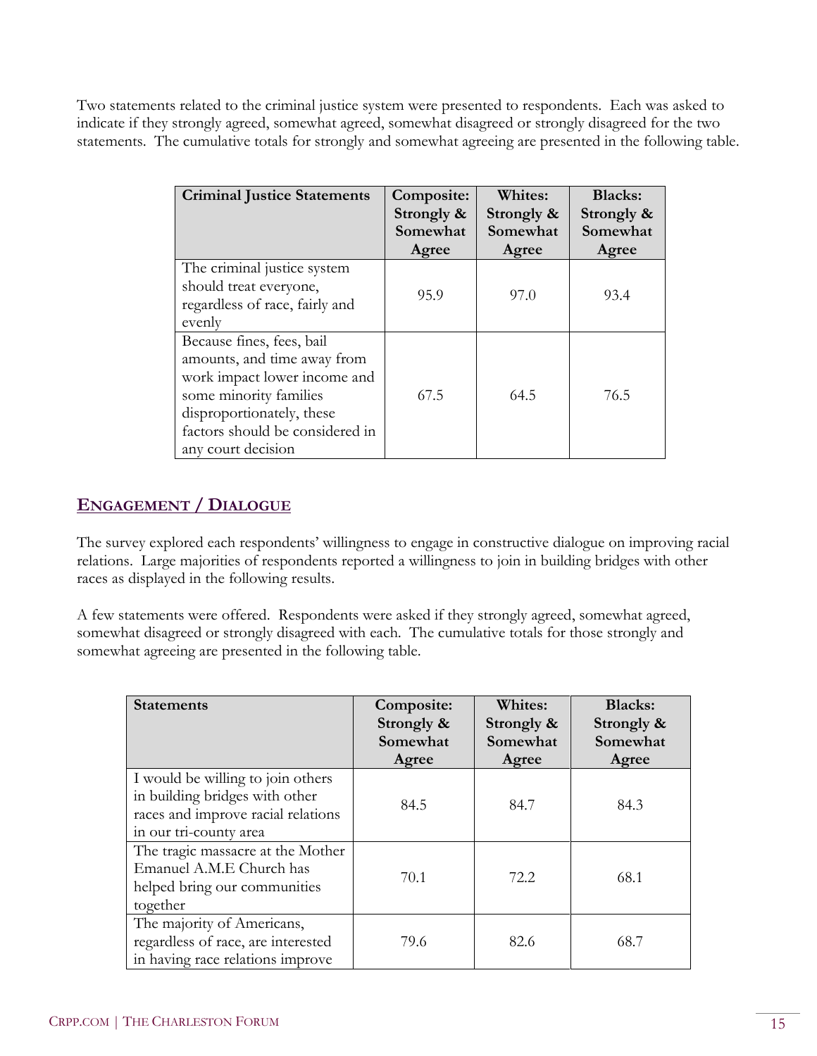Two statements related to the criminal justice system were presented to respondents. Each was asked to indicate if they strongly agreed, somewhat agreed, somewhat disagreed or strongly disagreed for the two statements. The cumulative totals for strongly and somewhat agreeing are presented in the following table.

| Criminal Justice Statements | Composite: Strongly & Somewhat Agree | Whites: Strongly & Somewhat Agree | Blacks: Strongly & Somewhat Agree |
|---|---|---|---|
| The criminal justice system should treat everyone, regardless of race, fairly and evenly | 95.9 | 97.0 | 93.4 |
| Because fines, fees, bail amounts, and time away from work impact lower income and some minority families disproportionately, these factors should be considered in any court decision | 67.5 | 64.5 | 76.5 |

## Engagement / Dialogue

The survey explored each respondents' willingness to engage in constructive dialogue on improving racial relations. Large majorities of respondents reported a willingness to join in building bridges with other races as displayed in the following results.

A few statements were offered. Respondents were asked if they strongly agreed, somewhat agreed, somewhat disagreed or strongly disagreed with each. The cumulative totals for those strongly and somewhat agreeing are presented in the following table.

| Statements | Composite: Strongly & Somewhat Agree | Whites: Strongly & Somewhat Agree | Blacks: Strongly & Somewhat Agree |
|---|---|---|---|
| I would be willing to join others in building bridges with other races and improve racial relations in our tri-county area | 84.5 | 84.7 | 84.3 |
| The tragic massacre at the Mother Emanuel A.M.E Church has helped bring our communities together | 70.1 | 72.2 | 68.1 |
| The majority of Americans, regardless of race, are interested in having race relations improve | 79.6 | 82.6 | 68.7 |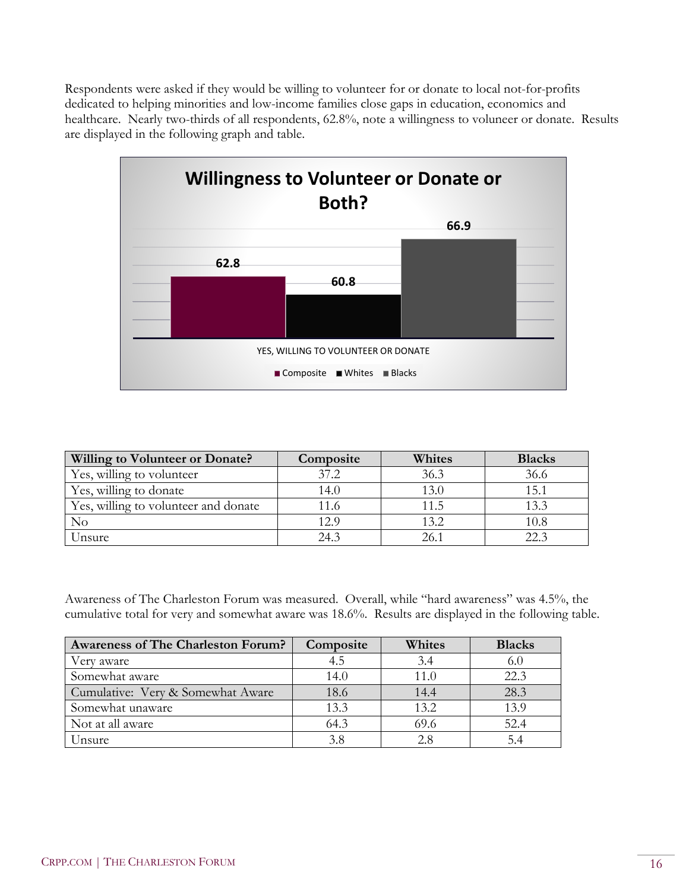Respondents were asked if they would be willing to volunteer for or donate to local not-for-profits dedicated to helping minorities and low-income families close gaps in education, economics and healthcare. Nearly two-thirds of all respondents, 62.8%, note a willingness to voluneer or donate. Results are displayed in the following graph and table.

**Willingness to Volunteer or Donate or Both?**

| | Composite | Whites | Blacks |
|---|---|---|---|
| YES, WILLING TO VOLUNTEER OR DONATE | 62.8 | 60.8 | 66.9 |

| Willing to Volunteer or Donate? | Composite | Whites | Blacks |
|---|---|---|---|
| Yes, willing to volunteer | 37.2 | 36.3 | 36.6 |
| Yes, willing to donate | 14.0 | 13.0 | 15.1 |
| Yes, willing to volunteer and donate | 11.6 | 11.5 | 13.3 |
| No | 12.9 | 13.2 | 10.8 |
| Unsure | 24.3 | 26.1 | 22.3 |

Awareness of The Charleston Forum was measured. Overall, while "hard awareness" was 4.5%, the cumulative total for very and somewhat aware was 18.6%. Results are displayed in the following table.

| Awareness of The Charleston Forum? | Composite | Whites | Blacks |
|---|---|---|---|
| Very aware | 4.5 | 3.4 | 6.0 |
| Somewhat aware | 14.0 | 11.0 | 22.3 |
| Cumulative: Very & Somewhat Aware | 18.6 | 14.4 | 28.3 |
| Somewhat unaware | 13.3 | 13.2 | 13.9 |
| Not at all aware | 64.3 | 69.6 | 52.4 |
| Unsure | 3.8 | 2.8 | 5.4 |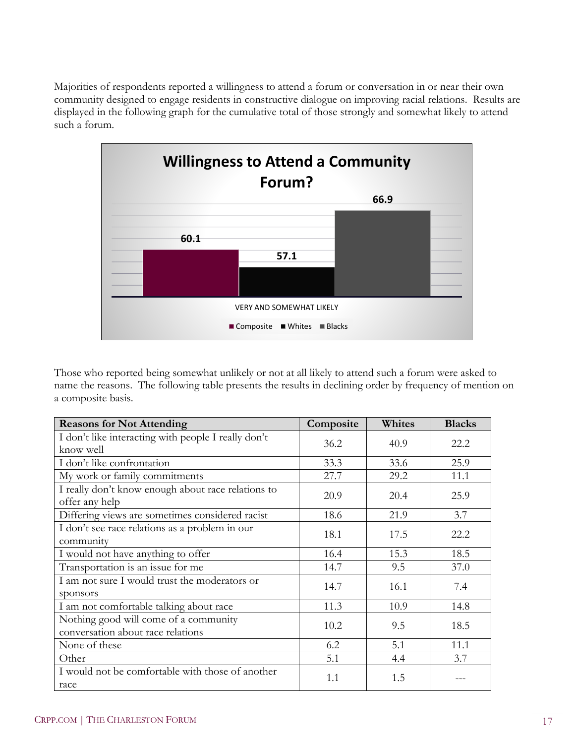Majorities of respondents reported a willingness to attend a forum or conversation in or near their own community designed to engage residents in constructive dialogue on improving racial relations. Results are displayed in the following graph for the cumulative total of those strongly and somewhat likely to attend such a forum.

**Willingness to Attend a Community Forum?**

| VERY AND SOMEWHAT LIKELY | |
|---|---|
| Composite | 60.1 |
| Whites | 57.1 |
| Blacks | 66.9 |

Those who reported being somewhat unlikely or not at all likely to attend such a forum were asked to name the reasons. The following table presents the results in declining order by frequency of mention on a composite basis.

| Reasons for Not Attending | Composite | Whites | Blacks |
|---|---|---|---|
| I don't like interacting with people I really don't know well | 36.2 | 40.9 | 22.2 |
| I don't like confrontation | 33.3 | 33.6 | 25.9 |
| My work or family commitments | 27.7 | 29.2 | 11.1 |
| I really don't know enough about race relations to offer any help | 20.9 | 20.4 | 25.9 |
| Differing views are sometimes considered racist | 18.6 | 21.9 | 3.7 |
| I don't see race relations as a problem in our community | 18.1 | 17.5 | 22.2 |
| I would not have anything to offer | 16.4 | 15.3 | 18.5 |
| Transportation is an issue for me | 14.7 | 9.5 | 37.0 |
| I am not sure I would trust the moderators or sponsors | 14.7 | 16.1 | 7.4 |
| I am not comfortable talking about race | 11.3 | 10.9 | 14.8 |
| Nothing good will come of a community conversation about race relations | 10.2 | 9.5 | 18.5 |
| None of these | 6.2 | 5.1 | 11.1 |
| Other | 5.1 | 4.4 | 3.7 |
| I would not be comfortable with those of another race | 1.1 | 1.5 | --- |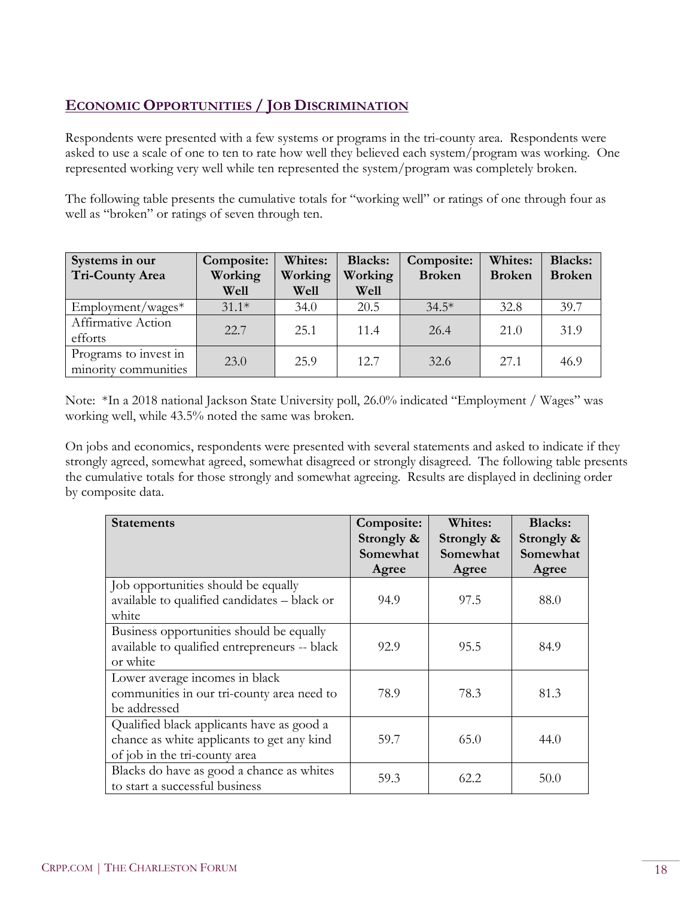## Economic Opportunities / Job Discrimination

Respondents were presented with a few systems or programs in the tri-county area. Respondents were asked to use a scale of one to ten to rate how well they believed each system/program was working. One represented working very well while ten represented the system/program was completely broken.

The following table presents the cumulative totals for "working well" or ratings of one through four as well as "broken" or ratings of seven through ten.

| Systems in our Tri-County Area | Composite: Working Well | Whites: Working Well | Blacks: Working Well | Composite: Broken | Whites: Broken | Blacks: Broken |
|---|---|---|---|---|---|---|
| Employment/wages* | 31.1* | 34.0 | 20.5 | 34.5* | 32.8 | 39.7 |
| Affirmative Action efforts | 22.7 | 25.1 | 11.4 | 26.4 | 21.0 | 31.9 |
| Programs to invest in minority communities | 23.0 | 25.9 | 12.7 | 32.6 | 27.1 | 46.9 |

Note: *In a 2018 national Jackson State University poll, 26.0% indicated "Employment / Wages" was working well, while 43.5% noted the same was broken.

On jobs and economics, respondents were presented with several statements and asked to indicate if they strongly agreed, somewhat agreed, somewhat disagreed or strongly disagreed. The following table presents the cumulative totals for those strongly and somewhat agreeing. Results are displayed in declining order by composite data.

| Statements | Composite: Strongly & Somewhat Agree | Whites: Strongly & Somewhat Agree | Blacks: Strongly & Somewhat Agree |
|---|---|---|---|
| Job opportunities should be equally available to qualified candidates – black or white | 94.9 | 97.5 | 88.0 |
| Business opportunities should be equally available to qualified entrepreneurs -- black or white | 92.9 | 95.5 | 84.9 |
| Lower average incomes in black communities in our tri-county area need to be addressed | 78.9 | 78.3 | 81.3 |
| Qualified black applicants have as good a chance as white applicants to get any kind of job in the tri-county area | 59.7 | 65.0 | 44.0 |
| Blacks do have as good a chance as whites to start a successful business | 59.3 | 62.2 | 50.0 |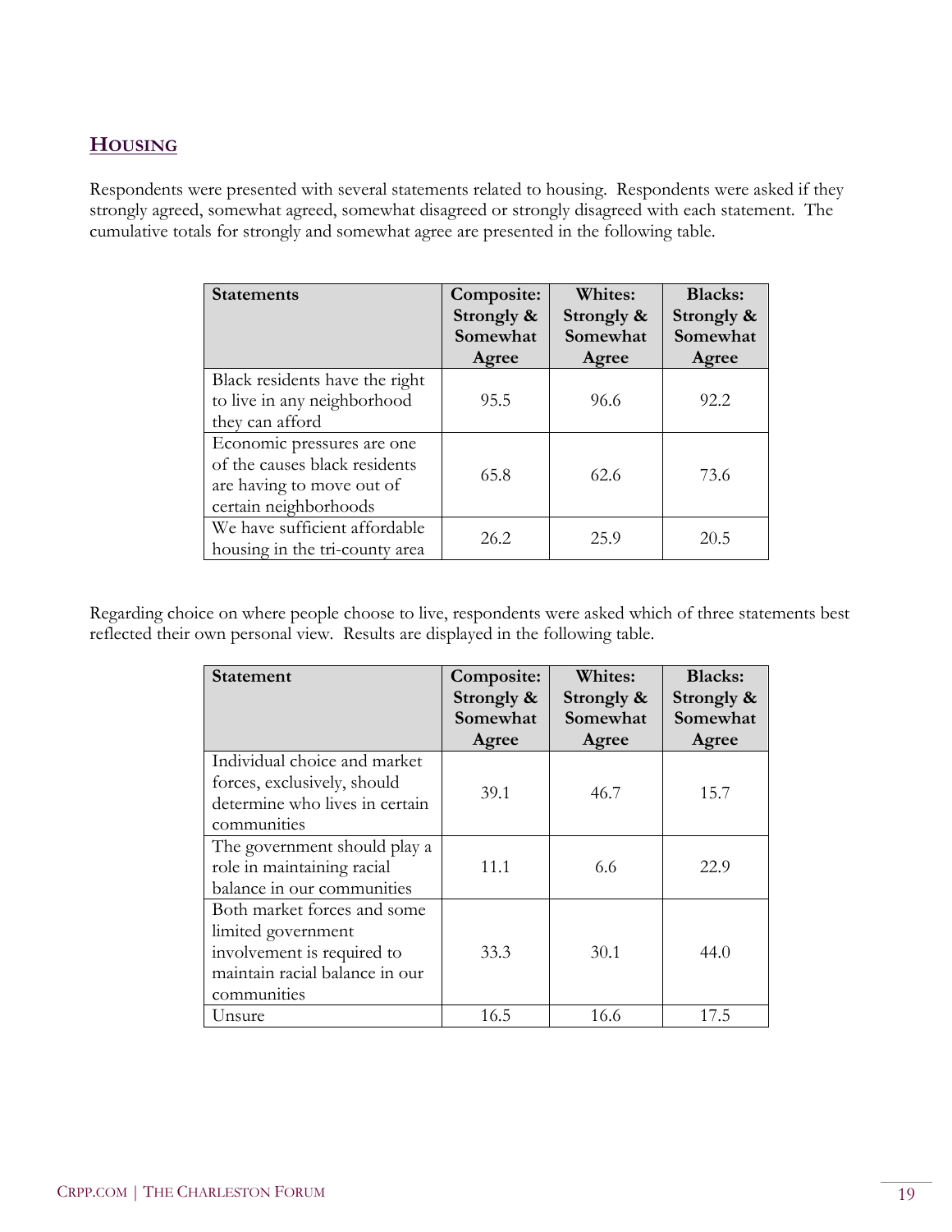## HOUSING

Respondents were presented with several statements related to housing. Respondents were asked if they strongly agreed, somewhat agreed, somewhat disagreed or strongly disagreed with each statement. The cumulative totals for strongly and somewhat agree are presented in the following table.

| Statements | Composite: Strongly & Somewhat Agree | Whites: Strongly & Somewhat Agree | Blacks: Strongly & Somewhat Agree |
|---|---|---|---|
| Black residents have the right to live in any neighborhood they can afford | 95.5 | 96.6 | 92.2 |
| Economic pressures are one of the causes black residents are having to move out of certain neighborhoods | 65.8 | 62.6 | 73.6 |
| We have sufficient affordable housing in the tri-county area | 26.2 | 25.9 | 20.5 |

Regarding choice on where people choose to live, respondents were asked which of three statements best reflected their own personal view. Results are displayed in the following table.

| Statement | Composite: Strongly & Somewhat Agree | Whites: Strongly & Somewhat Agree | Blacks: Strongly & Somewhat Agree |
|---|---|---|---|
| Individual choice and market forces, exclusively, should determine who lives in certain communities | 39.1 | 46.7 | 15.7 |
| The government should play a role in maintaining racial balance in our communities | 11.1 | 6.6 | 22.9 |
| Both market forces and some limited government involvement is required to maintain racial balance in our communities | 33.3 | 30.1 | 44.0 |
| Unsure | 16.5 | 16.6 | 17.5 |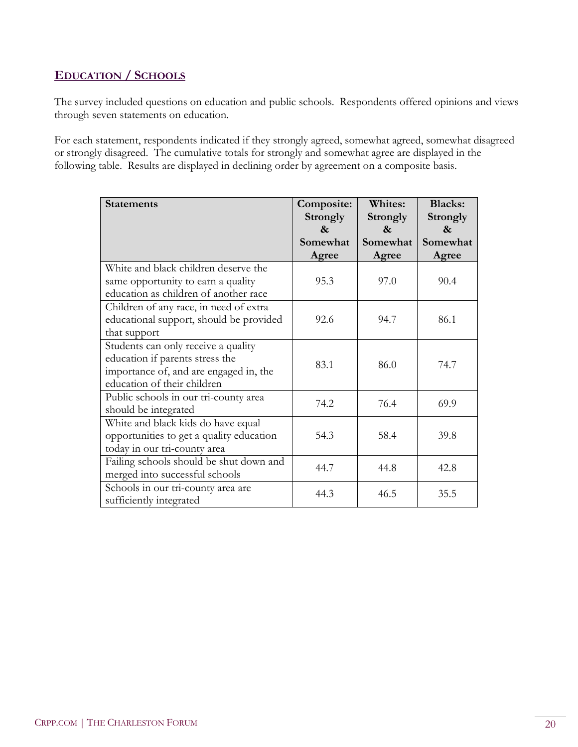## EDUCATION / SCHOOLS

The survey included questions on education and public schools. Respondents offered opinions and views through seven statements on education.

For each statement, respondents indicated if they strongly agreed, somewhat agreed, somewhat disagreed or strongly disagreed. The cumulative totals for strongly and somewhat agree are displayed in the following table. Results are displayed in declining order by agreement on a composite basis.

| Statements | Composite: Strongly & Somewhat Agree | Whites: Strongly & Somewhat Agree | Blacks: Strongly & Somewhat Agree |
|---|---|---|---|
| White and black children deserve the same opportunity to earn a quality education as children of another race | 95.3 | 97.0 | 90.4 |
| Children of any race, in need of extra educational support, should be provided that support | 92.6 | 94.7 | 86.1 |
| Students can only receive a quality education if parents stress the importance of, and are engaged in, the education of their children | 83.1 | 86.0 | 74.7 |
| Public schools in our tri-county area should be integrated | 74.2 | 76.4 | 69.9 |
| White and black kids do have equal opportunities to get a quality education today in our tri-county area | 54.3 | 58.4 | 39.8 |
| Failing schools should be shut down and merged into successful schools | 44.7 | 44.8 | 42.8 |
| Schools in our tri-county area are sufficiently integrated | 44.3 | 46.5 | 35.5 |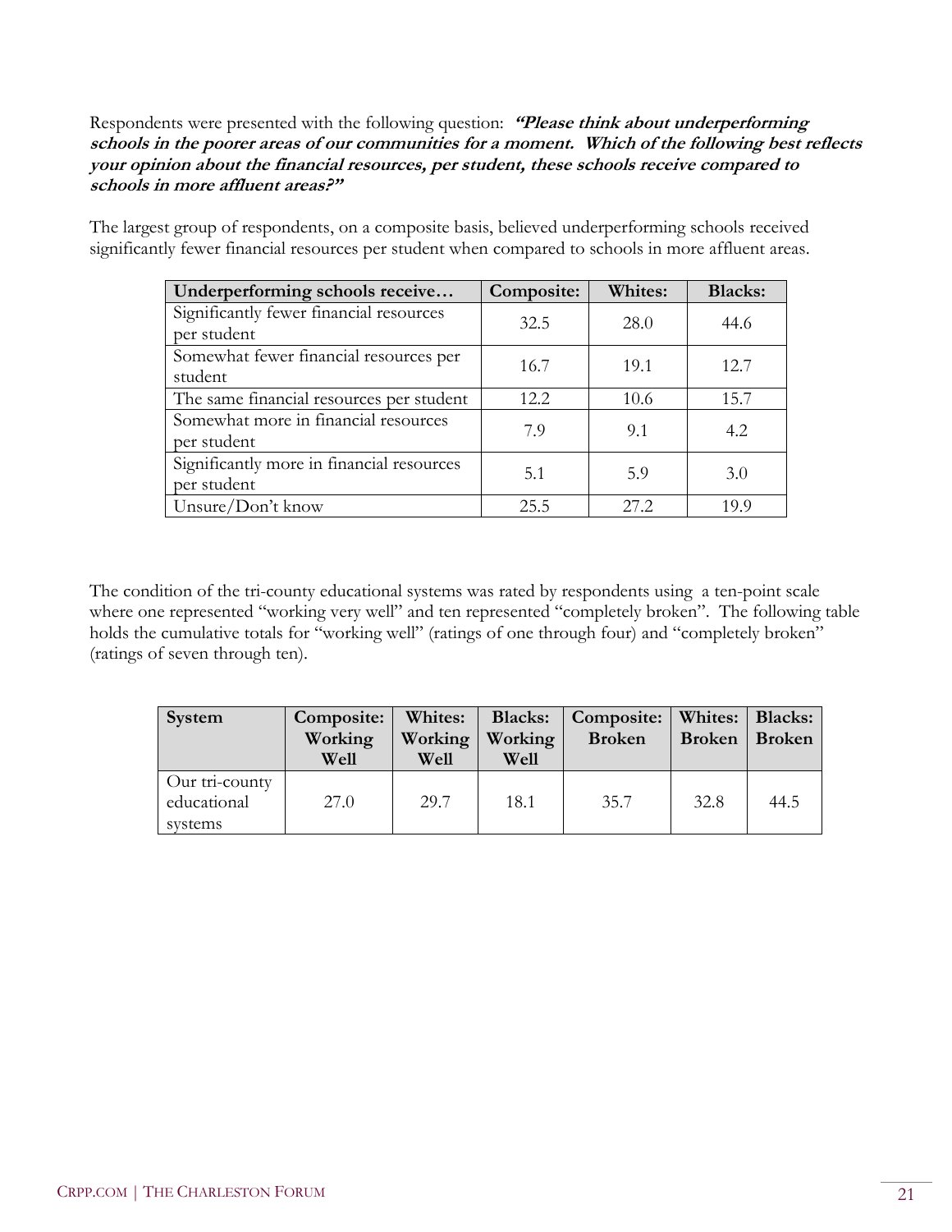Respondents were presented with the following question: ***"Please think about underperforming schools in the poorer areas of our communities for a moment. Which of the following best reflects your opinion about the financial resources, per student, these schools receive compared to schools in more affluent areas?"***

The largest group of respondents, on a composite basis, believed underperforming schools received significantly fewer financial resources per student when compared to schools in more affluent areas.

| Underperforming schools receive… | Composite: | Whites: | Blacks: |
|---|---|---|---|
| Significantly fewer financial resources per student | 32.5 | 28.0 | 44.6 |
| Somewhat fewer financial resources per student | 16.7 | 19.1 | 12.7 |
| The same financial resources per student | 12.2 | 10.6 | 15.7 |
| Somewhat more in financial resources per student | 7.9 | 9.1 | 4.2 |
| Significantly more in financial resources per student | 5.1 | 5.9 | 3.0 |
| Unsure/Don't know | 25.5 | 27.2 | 19.9 |

The condition of the tri-county educational systems was rated by respondents using a ten-point scale where one represented "working very well" and ten represented "completely broken". The following table holds the cumulative totals for "working well" (ratings of one through four) and "completely broken" (ratings of seven through ten).

| System | Composite: Working Well | Whites: Working Well | Blacks: Working Well | Composite: Broken | Whites: Broken | Blacks: Broken |
|---|---|---|---|---|---|---|
| Our tri-county educational systems | 27.0 | 29.7 | 18.1 | 35.7 | 32.8 | 44.5 |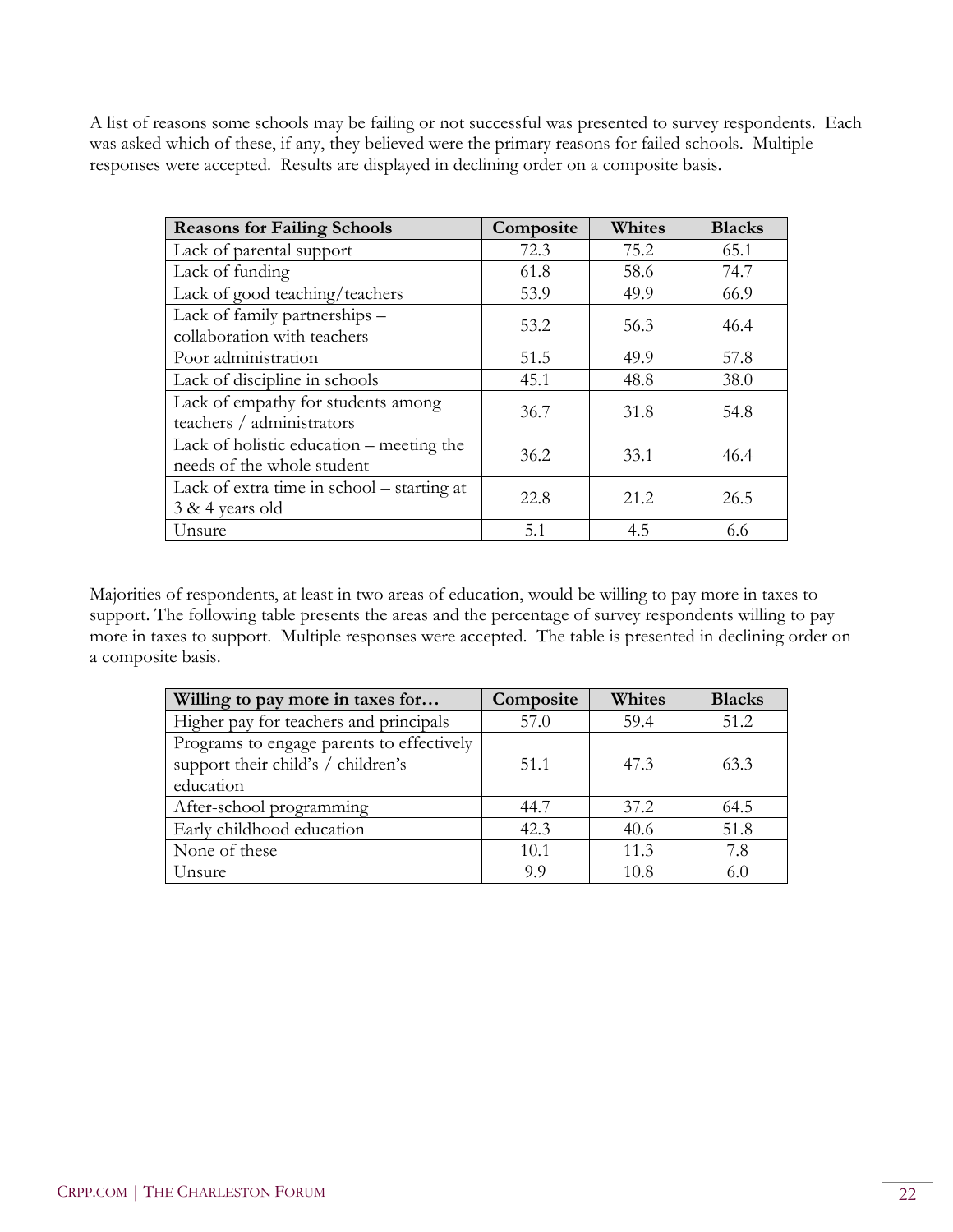A list of reasons some schools may be failing or not successful was presented to survey respondents. Each was asked which of these, if any, they believed were the primary reasons for failed schools. Multiple responses were accepted. Results are displayed in declining order on a composite basis.

| Reasons for Failing Schools | Composite | Whites | Blacks |
|---|---|---|---|
| Lack of parental support | 72.3 | 75.2 | 65.1 |
| Lack of funding | 61.8 | 58.6 | 74.7 |
| Lack of good teaching/teachers | 53.9 | 49.9 | 66.9 |
| Lack of family partnerships – collaboration with teachers | 53.2 | 56.3 | 46.4 |
| Poor administration | 51.5 | 49.9 | 57.8 |
| Lack of discipline in schools | 45.1 | 48.8 | 38.0 |
| Lack of empathy for students among teachers / administrators | 36.7 | 31.8 | 54.8 |
| Lack of holistic education – meeting the needs of the whole student | 36.2 | 33.1 | 46.4 |
| Lack of extra time in school – starting at 3 & 4 years old | 22.8 | 21.2 | 26.5 |
| Unsure | 5.1 | 4.5 | 6.6 |

Majorities of respondents, at least in two areas of education, would be willing to pay more in taxes to support. The following table presents the areas and the percentage of survey respondents willing to pay more in taxes to support. Multiple responses were accepted. The table is presented in declining order on a composite basis.

| Willing to pay more in taxes for… | Composite | Whites | Blacks |
|---|---|---|---|
| Higher pay for teachers and principals | 57.0 | 59.4 | 51.2 |
| Programs to engage parents to effectively support their child's / children's education | 51.1 | 47.3 | 63.3 |
| After-school programming | 44.7 | 37.2 | 64.5 |
| Early childhood education | 42.3 | 40.6 | 51.8 |
| None of these | 10.1 | 11.3 | 7.8 |
| Unsure | 9.9 | 10.8 | 6.0 |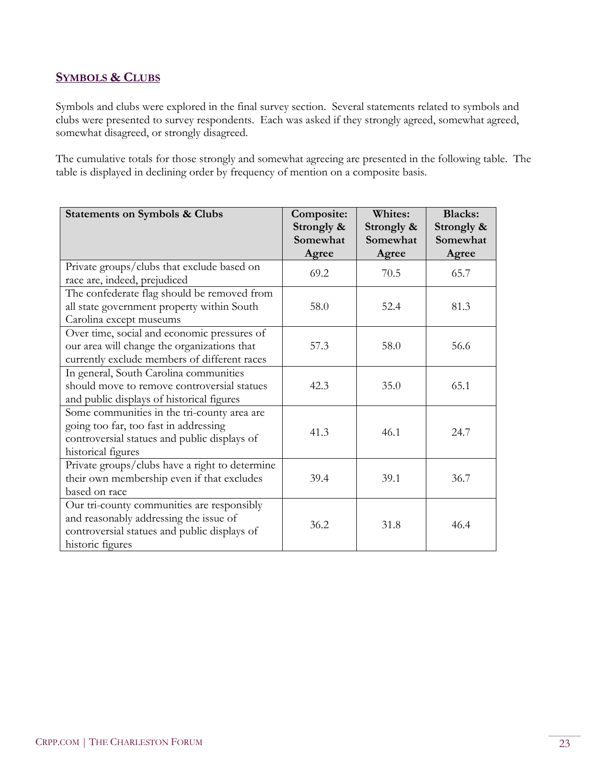## SYMBOLS & CLUBS

Symbols and clubs were explored in the final survey section. Several statements related to symbols and clubs were presented to survey respondents. Each was asked if they strongly agreed, somewhat agreed, somewhat disagreed, or strongly disagreed.

The cumulative totals for those strongly and somewhat agreeing are presented in the following table. The table is displayed in declining order by frequency of mention on a composite basis.

| Statements on Symbols & Clubs | Composite: Strongly & Somewhat Agree | Whites: Strongly & Somewhat Agree | Blacks: Strongly & Somewhat Agree |
|---|---|---|---|
| Private groups/clubs that exclude based on race are, indeed, prejudiced | 69.2 | 70.5 | 65.7 |
| The confederate flag should be removed from all state government property within South Carolina except museums | 58.0 | 52.4 | 81.3 |
| Over time, social and economic pressures of our area will change the organizations that currently exclude members of different races | 57.3 | 58.0 | 56.6 |
| In general, South Carolina communities should move to remove controversial statues and public displays of historical figures | 42.3 | 35.0 | 65.1 |
| Some communities in the tri-county area are going too far, too fast in addressing controversial statues and public displays of historical figures | 41.3 | 46.1 | 24.7 |
| Private groups/clubs have a right to determine their own membership even if that excludes based on race | 39.4 | 39.1 | 36.7 |
| Our tri-county communities are responsibly and reasonably addressing the issue of controversial statues and public displays of historic figures | 36.2 | 31.8 | 46.4 |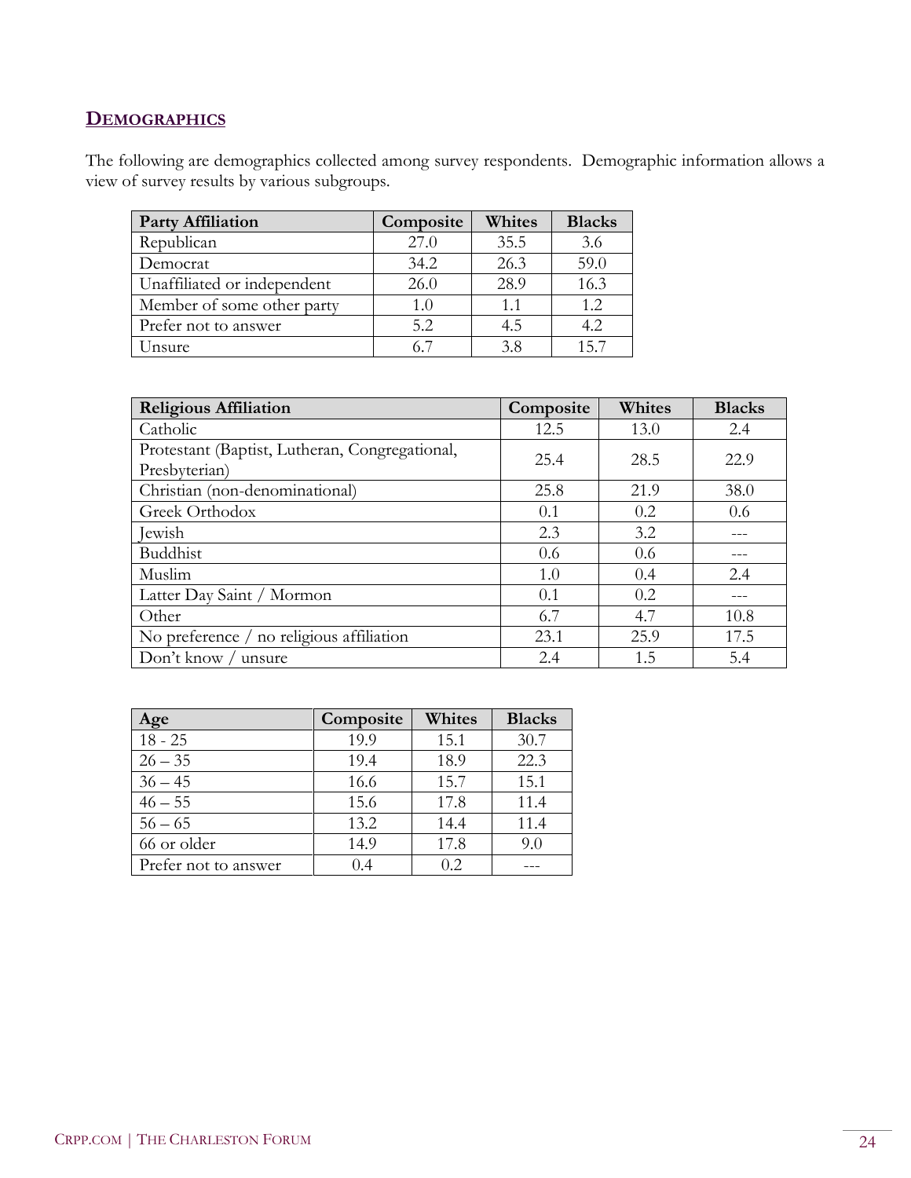## DEMOGRAPHICS

The following are demographics collected among survey respondents. Demographic information allows a view of survey results by various subgroups.

| Party Affiliation | Composite | Whites | Blacks |
|---|---|---|---|
| Republican | 27.0 | 35.5 | 3.6 |
| Democrat | 34.2 | 26.3 | 59.0 |
| Unaffiliated or independent | 26.0 | 28.9 | 16.3 |
| Member of some other party | 1.0 | 1.1 | 1.2 |
| Prefer not to answer | 5.2 | 4.5 | 4.2 |
| Unsure | 6.7 | 3.8 | 15.7 |

| Religious Affiliation | Composite | Whites | Blacks |
|---|---|---|---|
| Catholic | 12.5 | 13.0 | 2.4 |
| Protestant (Baptist, Lutheran, Congregational, Presbyterian) | 25.4 | 28.5 | 22.9 |
| Christian (non-denominational) | 25.8 | 21.9 | 38.0 |
| Greek Orthodox | 0.1 | 0.2 | 0.6 |
| Jewish | 2.3 | 3.2 | --- |
| Buddhist | 0.6 | 0.6 | --- |
| Muslim | 1.0 | 0.4 | 2.4 |
| Latter Day Saint / Mormon | 0.1 | 0.2 | --- |
| Other | 6.7 | 4.7 | 10.8 |
| No preference / no religious affiliation | 23.1 | 25.9 | 17.5 |
| Don't know / unsure | 2.4 | 1.5 | 5.4 |

| Age | Composite | Whites | Blacks |
|---|---|---|---|
| 18 - 25 | 19.9 | 15.1 | 30.7 |
| 26 – 35 | 19.4 | 18.9 | 22.3 |
| 36 – 45 | 16.6 | 15.7 | 15.1 |
| 46 – 55 | 15.6 | 17.8 | 11.4 |
| 56 – 65 | 13.2 | 14.4 | 11.4 |
| 66 or older | 14.9 | 17.8 | 9.0 |
| Prefer not to answer | 0.4 | 0.2 | --- |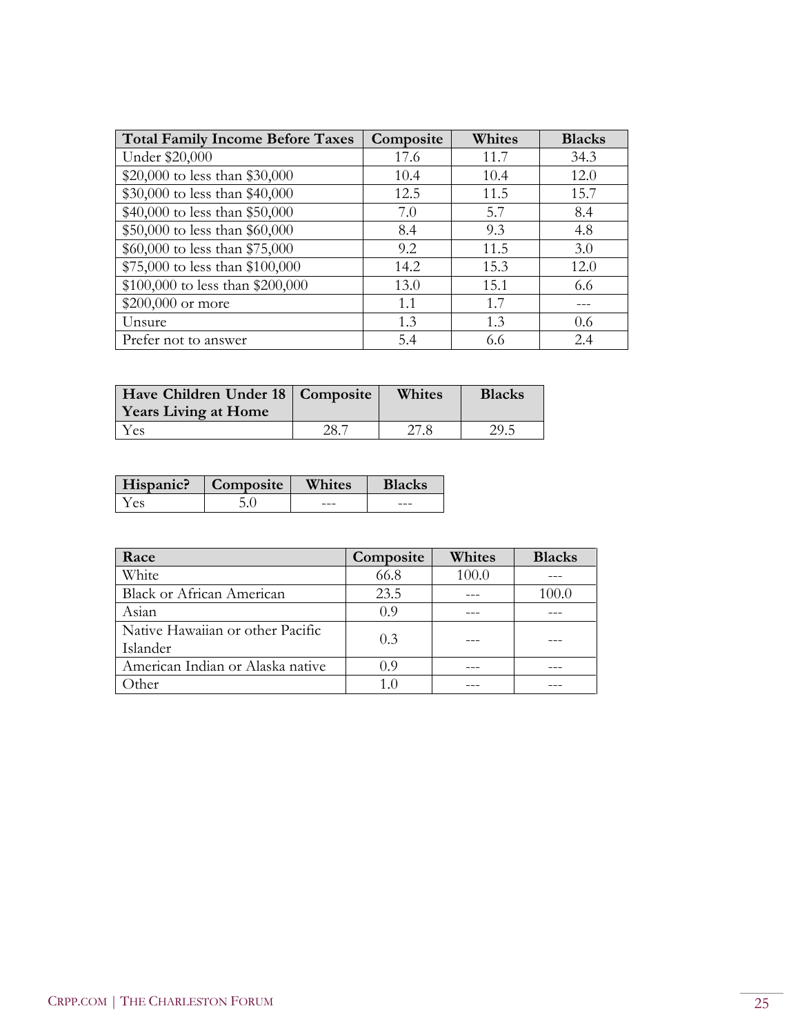| Total Family Income Before Taxes | Composite | Whites | Blacks |
|---|---|---|---|
| Under $20,000 | 17.6 | 11.7 | 34.3 |
| $20,000 to less than $30,000 | 10.4 | 10.4 | 12.0 |
| $30,000 to less than $40,000 | 12.5 | 11.5 | 15.7 |
| $40,000 to less than $50,000 | 7.0 | 5.7 | 8.4 |
| $50,000 to less than $60,000 | 8.4 | 9.3 | 4.8 |
| $60,000 to less than $75,000 | 9.2 | 11.5 | 3.0 |
| $75,000 to less than $100,000 | 14.2 | 15.3 | 12.0 |
| $100,000 to less than $200,000 | 13.0 | 15.1 | 6.6 |
| $200,000 or more | 1.1 | 1.7 | --- |
| Unsure | 1.3 | 1.3 | 0.6 |
| Prefer not to answer | 5.4 | 6.6 | 2.4 |

| Have Children Under 18 Years Living at Home | Composite | Whites | Blacks |
|---|---|---|---|
| Yes | 28.7 | 27.8 | 29.5 |

| Hispanic? | Composite | Whites | Blacks |
|---|---|---|---|
| Yes | 5.0 | --- | --- |

| Race | Composite | Whites | Blacks |
|---|---|---|---|
| White | 66.8 | 100.0 | --- |
| Black or African American | 23.5 | --- | 100.0 |
| Asian | 0.9 | --- | --- |
| Native Hawaiian or other Pacific Islander | 0.3 | --- | --- |
| American Indian or Alaska native | 0.9 | --- | --- |
| Other | 1.0 | --- | --- |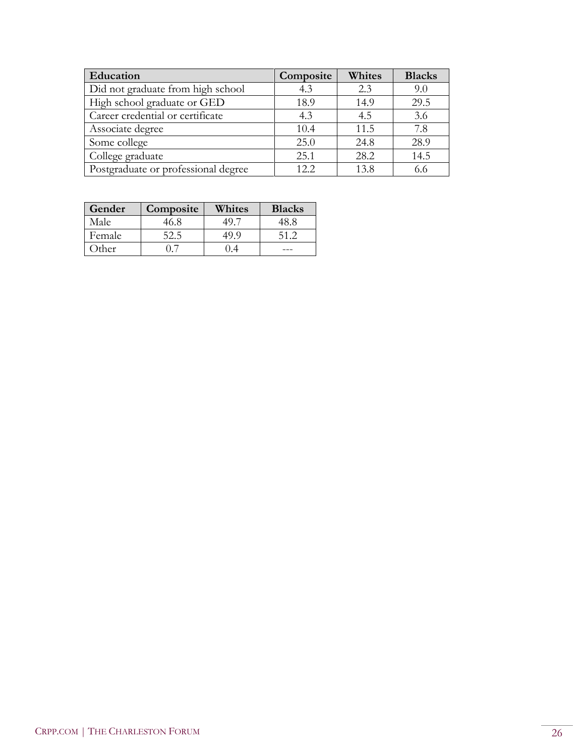| Education | Composite | Whites | Blacks |
|---|---|---|---|
| Did not graduate from high school | 4.3 | 2.3 | 9.0 |
| High school graduate or GED | 18.9 | 14.9 | 29.5 |
| Career credential or certificate | 4.3 | 4.5 | 3.6 |
| Associate degree | 10.4 | 11.5 | 7.8 |
| Some college | 25.0 | 24.8 | 28.9 |
| College graduate | 25.1 | 28.2 | 14.5 |
| Postgraduate or professional degree | 12.2 | 13.8 | 6.6 |

| Gender | Composite | Whites | Blacks |
|---|---|---|---|
| Male | 46.8 | 49.7 | 48.8 |
| Female | 52.5 | 49.9 | 51.2 |
| Other | 0.7 | 0.4 | --- |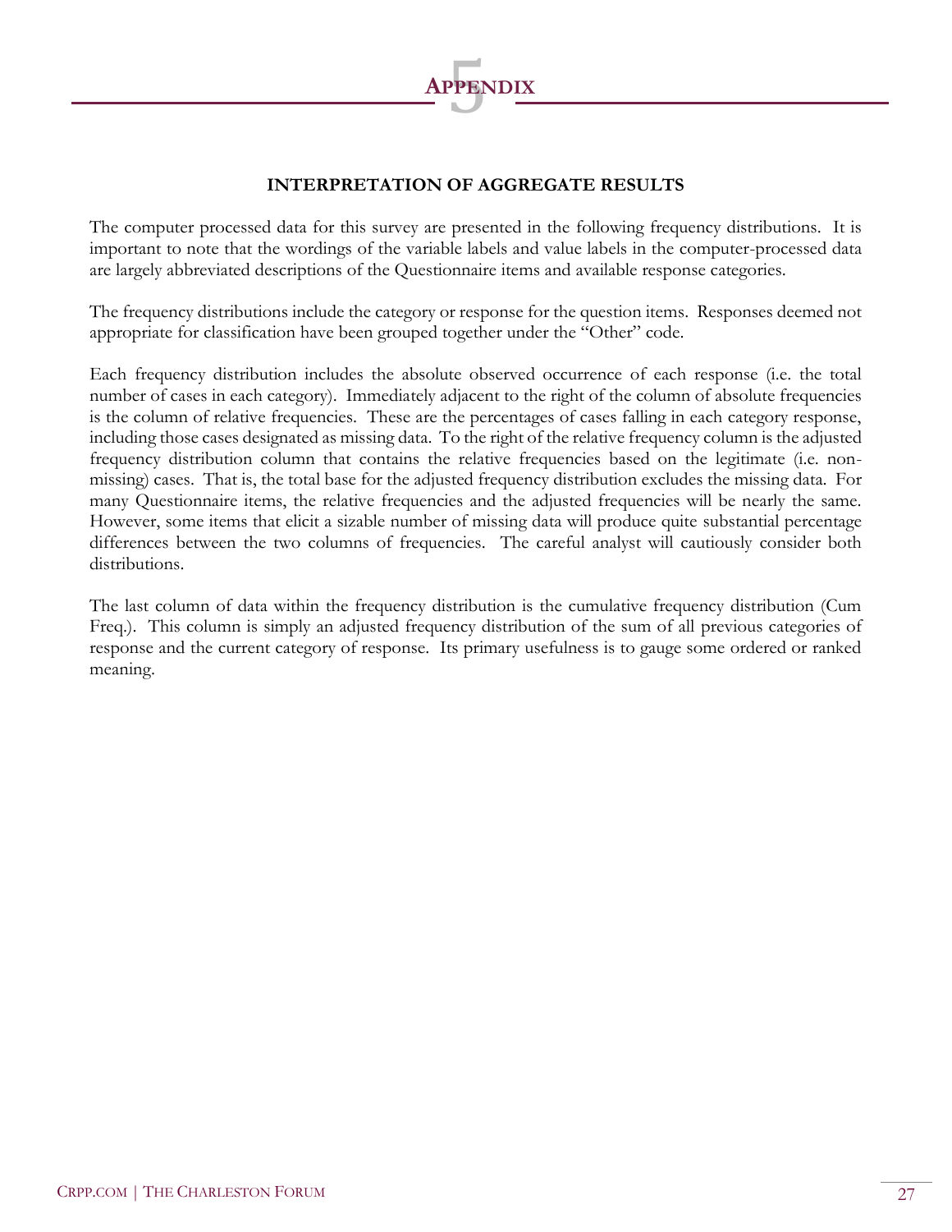# Appendix 5

## INTERPRETATION OF AGGREGATE RESULTS

The computer processed data for this survey are presented in the following frequency distributions. It is important to note that the wordings of the variable labels and value labels in the computer-processed data are largely abbreviated descriptions of the Questionnaire items and available response categories.

The frequency distributions include the category or response for the question items. Responses deemed not appropriate for classification have been grouped together under the "Other" code.

Each frequency distribution includes the absolute observed occurrence of each response (i.e. the total number of cases in each category). Immediately adjacent to the right of the column of absolute frequencies is the column of relative frequencies. These are the percentages of cases falling in each category response, including those cases designated as missing data. To the right of the relative frequency column is the adjusted frequency distribution column that contains the relative frequencies based on the legitimate (i.e. non-missing) cases. That is, the total base for the adjusted frequency distribution excludes the missing data. For many Questionnaire items, the relative frequencies and the adjusted frequencies will be nearly the same. However, some items that elicit a sizable number of missing data will produce quite substantial percentage differences between the two columns of frequencies. The careful analyst will cautiously consider both distributions.

The last column of data within the frequency distribution is the cumulative frequency distribution (Cum Freq.). This column is simply an adjusted frequency distribution of the sum of all previous categories of response and the current category of response. Its primary usefulness is to gauge some ordered or ranked meaning.